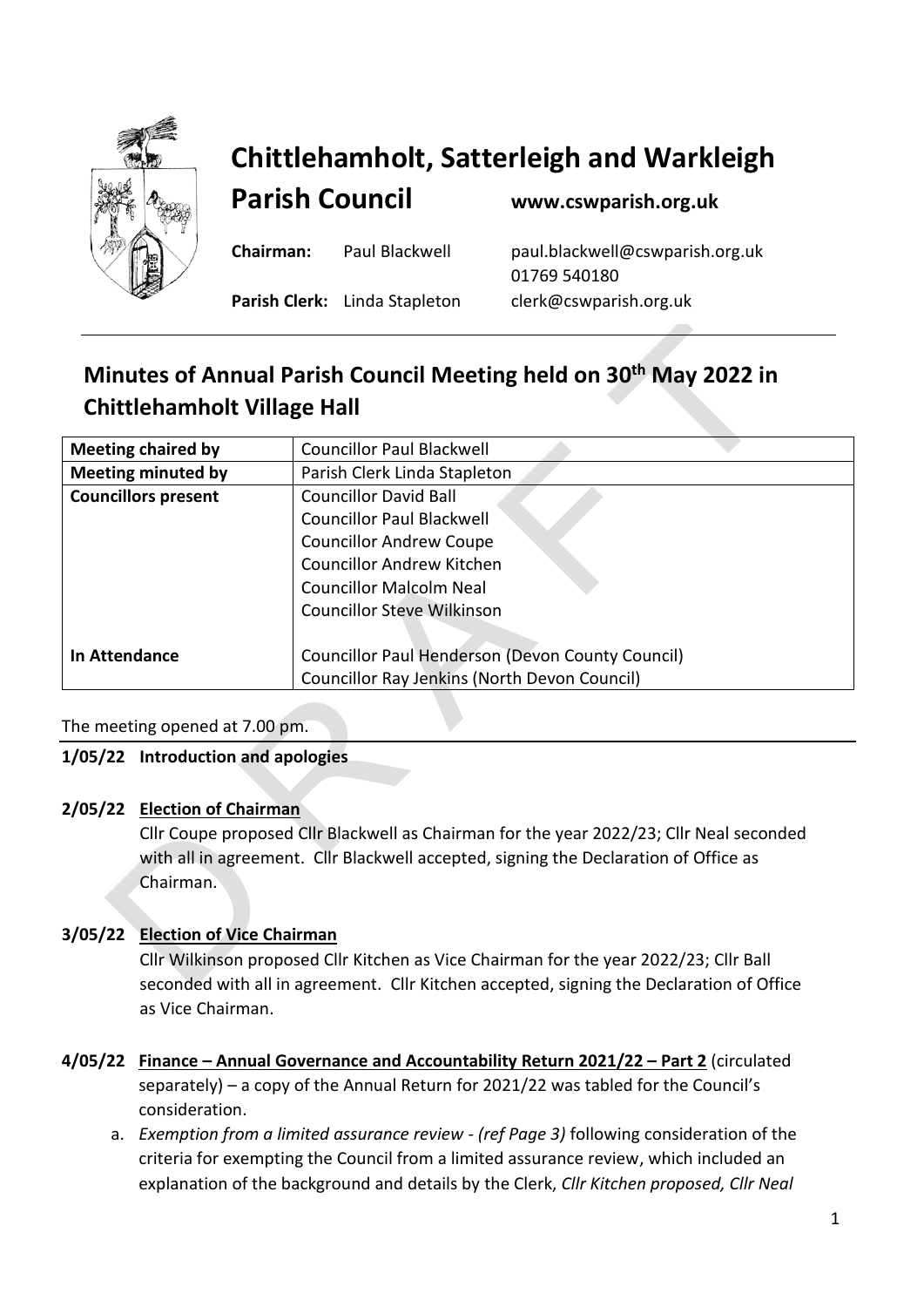# Chittlehamholt, Satterleigh and Warkleigh Parish Council

**www.cswparish.org.uk**

**Chairman:** Paul Blackwell — paul.blackwell@cswparish.org.uk — 01769 540180

**Parish Clerk:** Linda Stapleton — clerk@cswparish.org.uk

## Minutes of Annual Parish Council Meeting held on 30th May 2022 in Chittlehamholt Village Hall

| | |
|---|---|
| **Meeting chaired by** | Councillor Paul Blackwell |
| **Meeting minuted by** | Parish Clerk Linda Stapleton |
| **Councillors present** | Councillor David Ball<br>Councillor Paul Blackwell<br>Councillor Andrew Coupe<br>Councillor Andrew Kitchen<br>Councillor Malcolm Neal<br>Councillor Steve Wilkinson |
| **In Attendance** | Councillor Paul Henderson (Devon County Council)<br>Councillor Ray Jenkins (North Devon Council) |

The meeting opened at 7.00 pm.

**1/05/22 Introduction and apologies**

**2/05/22 Election of Chairman**

Cllr Coupe proposed Cllr Blackwell as Chairman for the year 2022/23; Cllr Neal seconded with all in agreement. Cllr Blackwell accepted, signing the Declaration of Office as Chairman.

**3/05/22 Election of Vice Chairman**

Cllr Wilkinson proposed Cllr Kitchen as Vice Chairman for the year 2022/23; Cllr Ball seconded with all in agreement. Cllr Kitchen accepted, signing the Declaration of Office as Vice Chairman.

**4/05/22 Finance – Annual Governance and Accountability Return 2021/22 – Part 2** (circulated separately) – a copy of the Annual Return for 2021/22 was tabled for the Council's consideration.

a. *Exemption from a limited assurance review - (ref Page 3)* following consideration of the criteria for exempting the Council from a limited assurance review, which included an explanation of the background and details by the Clerk, *Cllr Kitchen proposed, Cllr Neal*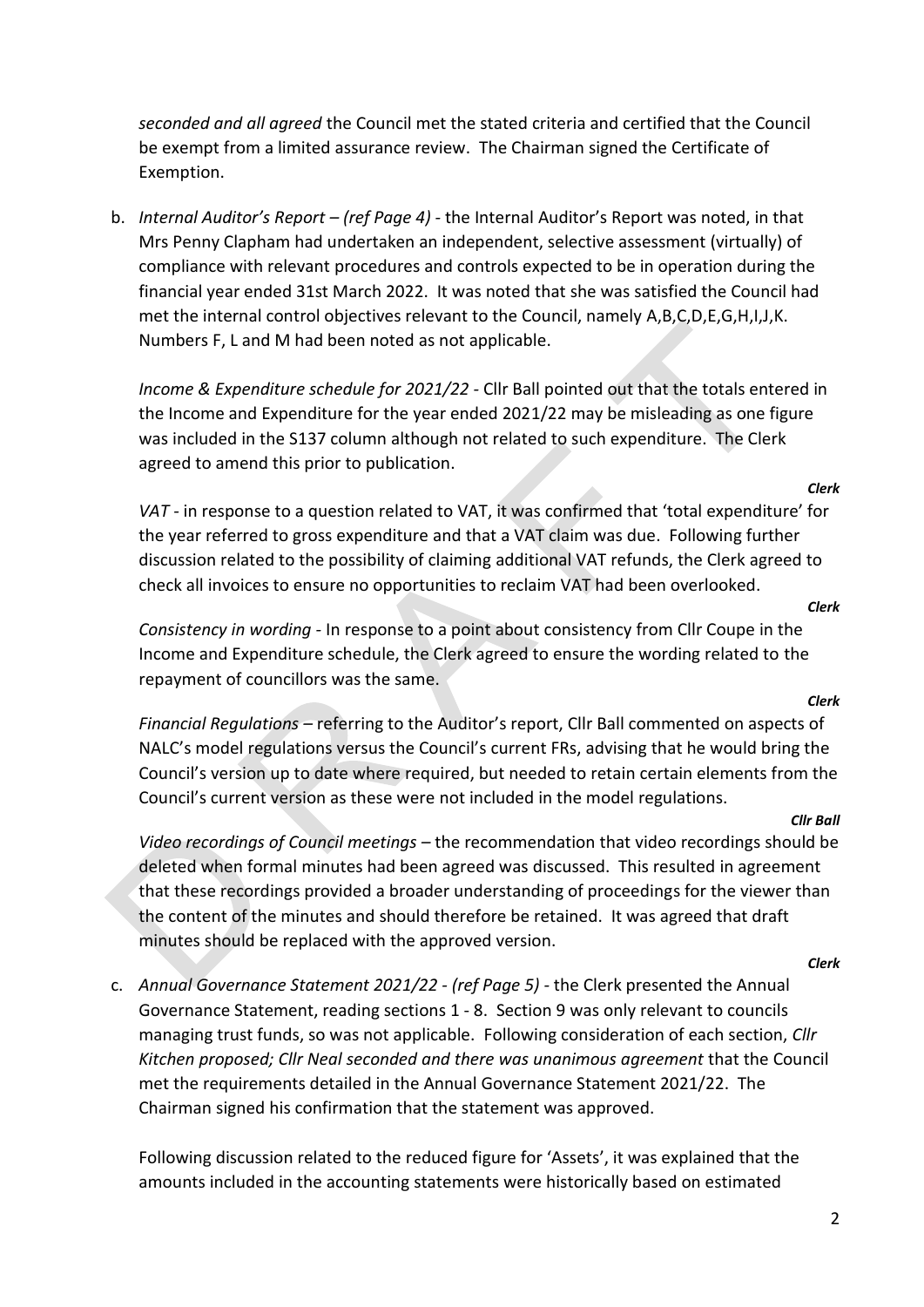*seconded and all agreed* the Council met the stated criteria and certified that the Council be exempt from a limited assurance review. The Chairman signed the Certificate of Exemption.

b. *Internal Auditor's Report – (ref Page 4)* - the Internal Auditor's Report was noted, in that Mrs Penny Clapham had undertaken an independent, selective assessment (virtually) of compliance with relevant procedures and controls expected to be in operation during the financial year ended 31st March 2022. It was noted that she was satisfied the Council had met the internal control objectives relevant to the Council, namely A,B,C,D,E,G,H,I,J,K. Numbers F, L and M had been noted as not applicable.

   *Income & Expenditure schedule for 2021/22* - Cllr Ball pointed out that the totals entered in the Income and Expenditure for the year ended 2021/22 may be misleading as one figure was included in the S137 column although not related to such expenditure. The Clerk agreed to amend this prior to publication.

   ***Clerk***

   *VAT* - in response to a question related to VAT, it was confirmed that 'total expenditure' for the year referred to gross expenditure and that a VAT claim was due. Following further discussion related to the possibility of claiming additional VAT refunds, the Clerk agreed to check all invoices to ensure no opportunities to reclaim VAT had been overlooked.

   ***Clerk***

   *Consistency in wording* - In response to a point about consistency from Cllr Coupe in the Income and Expenditure schedule, the Clerk agreed to ensure the wording related to the repayment of councillors was the same.

   ***Clerk***

   *Financial Regulations* – referring to the Auditor's report, Cllr Ball commented on aspects of NALC's model regulations versus the Council's current FRs, advising that he would bring the Council's version up to date where required, but needed to retain certain elements from the Council's current version as these were not included in the model regulations.

   ***Cllr Ball***

   *Video recordings of Council meetings* – the recommendation that video recordings should be deleted when formal minutes had been agreed was discussed. This resulted in agreement that these recordings provided a broader understanding of proceedings for the viewer than the content of the minutes and should therefore be retained. It was agreed that draft minutes should be replaced with the approved version.

   ***Clerk***

c. *Annual Governance Statement 2021/22 - (ref Page 5)* - the Clerk presented the Annual Governance Statement, reading sections 1 - 8. Section 9 was only relevant to councils managing trust funds, so was not applicable. Following consideration of each section, *Cllr Kitchen proposed; Cllr Neal seconded and there was unanimous agreement* that the Council met the requirements detailed in the Annual Governance Statement 2021/22. The Chairman signed his confirmation that the statement was approved.

   Following discussion related to the reduced figure for 'Assets', it was explained that the amounts included in the accounting statements were historically based on estimated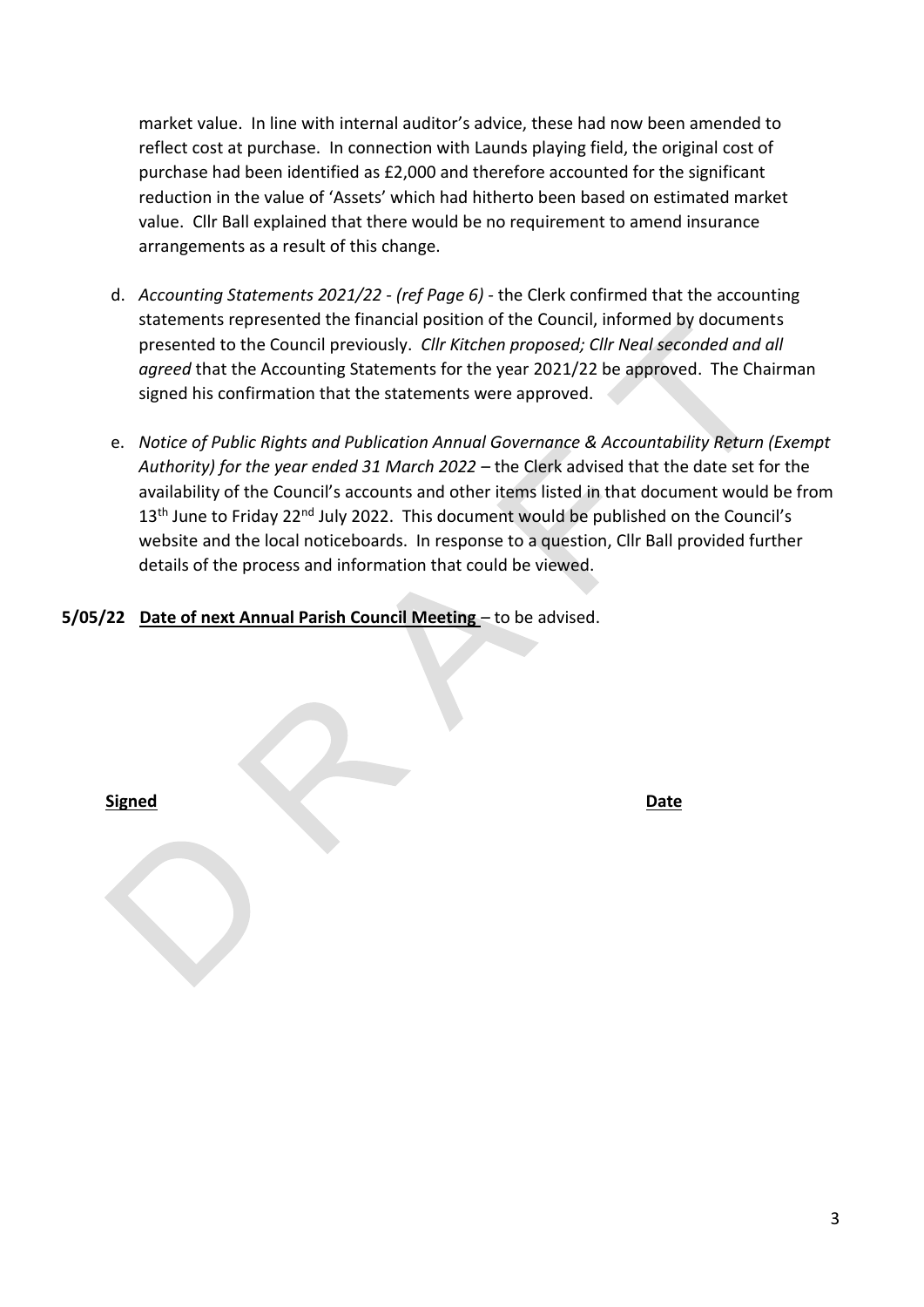market value. In line with internal auditor's advice, these had now been amended to reflect cost at purchase. In connection with Launds playing field, the original cost of purchase had been identified as £2,000 and therefore accounted for the significant reduction in the value of 'Assets' which had hitherto been based on estimated market value. Cllr Ball explained that there would be no requirement to amend insurance arrangements as a result of this change.

d. *Accounting Statements 2021/22 - (ref Page 6)* - the Clerk confirmed that the accounting statements represented the financial position of the Council, informed by documents presented to the Council previously. *Cllr Kitchen proposed; Cllr Neal seconded and all agreed* that the Accounting Statements for the year 2021/22 be approved. The Chairman signed his confirmation that the statements were approved.

e. *Notice of Public Rights and Publication Annual Governance & Accountability Return (Exempt Authority) for the year ended 31 March 2022* – the Clerk advised that the date set for the availability of the Council's accounts and other items listed in that document would be from 13th June to Friday 22nd July 2022. This document would be published on the Council's website and the local noticeboards. In response to a question, Cllr Ball provided further details of the process and information that could be viewed.

**5/05/22 <u>Date of next Annual Parish Council Meeting</u>** – to be advised.

**Signed** **Date**